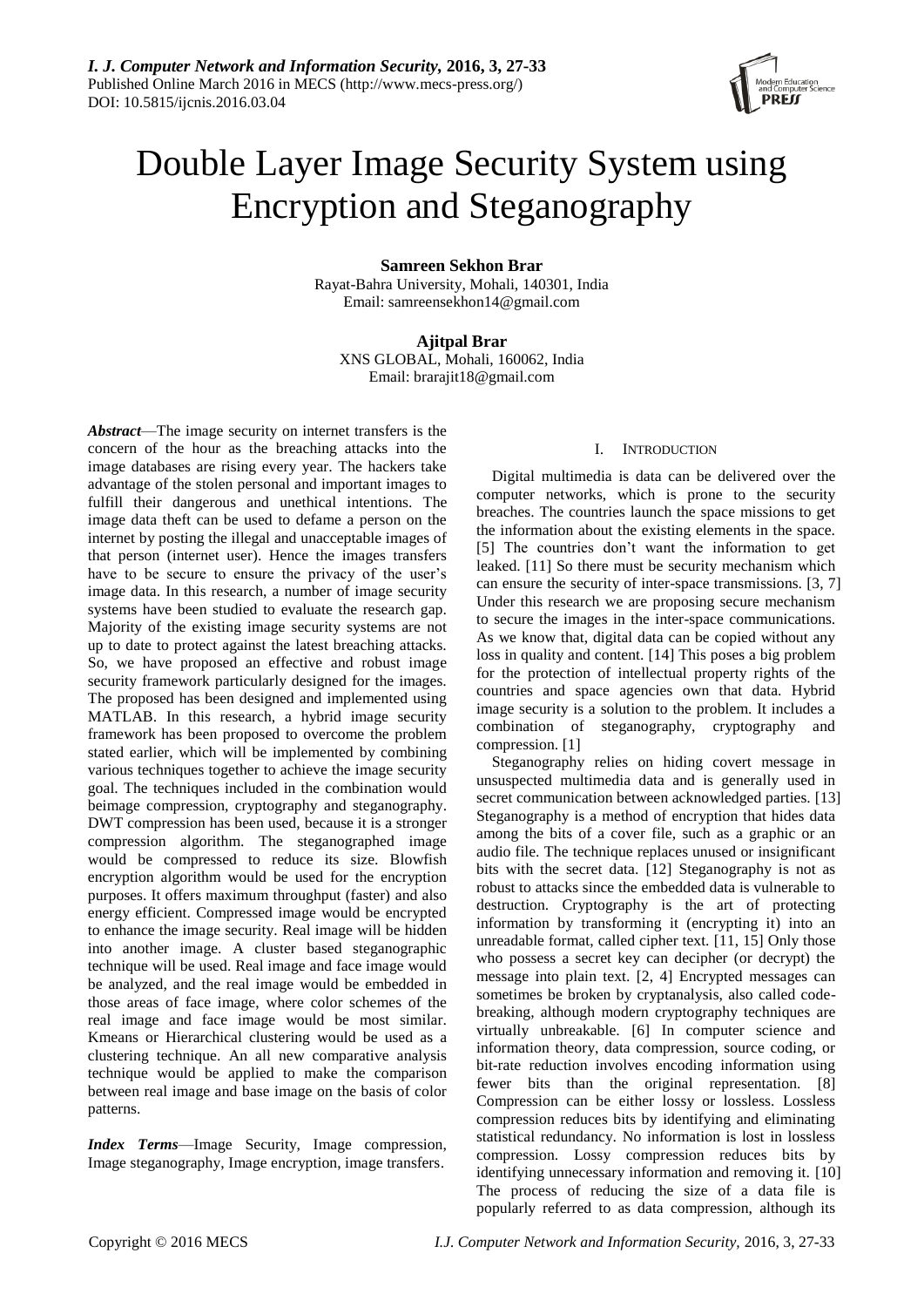# Double Layer Image Security System using Encryption and Steganography

**Samreen Sekhon Brar**
Rayat-Bahra University, Mohali, 140301, India
Email: samreensekhon14@gmail.com

**Ajitpal Brar**
XNS GLOBAL, Mohali, 160062, India
Email: brarajit18@gmail.com

***Abstract*****—**The image security on internet transfers is the concern of the hour as the breaching attacks into the image databases are rising every year. The hackers take advantage of the stolen personal and important images to fulfill their dangerous and unethical intentions. The image data theft can be used to defame a person on the internet by posting the illegal and unacceptable images of that person (internet user). Hence the images transfers have to be secure to ensure the privacy of the user's image data. In this research, a number of image security systems have been studied to evaluate the research gap. Majority of the existing image security systems are not up to date to protect against the latest breaching attacks. So, we have proposed an effective and robust image security framework particularly designed for the images. The proposed has been designed and implemented using MATLAB. In this research, a hybrid image security framework has been proposed to overcome the problem stated earlier, which will be implemented by combining various techniques together to achieve the image security goal. The techniques included in the combination would beimage compression, cryptography and steganography. DWT compression has been used, because it is a stronger compression algorithm. The steganographed image would be compressed to reduce its size. Blowfish encryption algorithm would be used for the encryption purposes. It offers maximum throughput (faster) and also energy efficient. Compressed image would be encrypted to enhance the image security. Real image will be hidden into another image. A cluster based steganographic technique will be used. Real image and face image would be analyzed, and the real image would be embedded in those areas of face image, where color schemes of the real image and face image would be most similar. Kmeans or Hierarchical clustering would be used as a clustering technique. An all new comparative analysis technique would be applied to make the comparison between real image and base image on the basis of color patterns.

***Index Terms*****—**Image Security, Image compression, Image steganography, Image encryption, image transfers.

## I. Introduction

Digital multimedia is data can be delivered over the computer networks, which is prone to the security breaches. The countries launch the space missions to get the information about the existing elements in the space. [5] The countries don't want the information to get leaked. [11] So there must be security mechanism which can ensure the security of inter-space transmissions. [3, 7] Under this research we are proposing secure mechanism to secure the images in the inter-space communications. As we know that, digital data can be copied without any loss in quality and content. [14] This poses a big problem for the protection of intellectual property rights of the countries and space agencies own that data. Hybrid image security is a solution to the problem. It includes a combination of steganography, cryptography and compression. [1]

Steganography relies on hiding covert message in unsuspected multimedia data and is generally used in secret communication between acknowledged parties. [13] Steganography is a method of encryption that hides data among the bits of a cover file, such as a graphic or an audio file. The technique replaces unused or insignificant bits with the secret data. [12] Steganography is not as robust to attacks since the embedded data is vulnerable to destruction. Cryptography is the art of protecting information by transforming it (encrypting it) into an unreadable format, called cipher text. [11, 15] Only those who possess a secret key can decipher (or decrypt) the message into plain text. [2, 4] Encrypted messages can sometimes be broken by cryptanalysis, also called code-breaking, although modern cryptography techniques are virtually unbreakable. [6] In computer science and information theory, data compression, source coding, or bit-rate reduction involves encoding information using fewer bits than the original representation. [8] Compression can be either lossy or lossless. Lossless compression reduces bits by identifying and eliminating statistical redundancy. No information is lost in lossless compression. Lossy compression reduces bits by identifying unnecessary information and removing it. [10] The process of reducing the size of a data file is popularly referred to as data compression, although its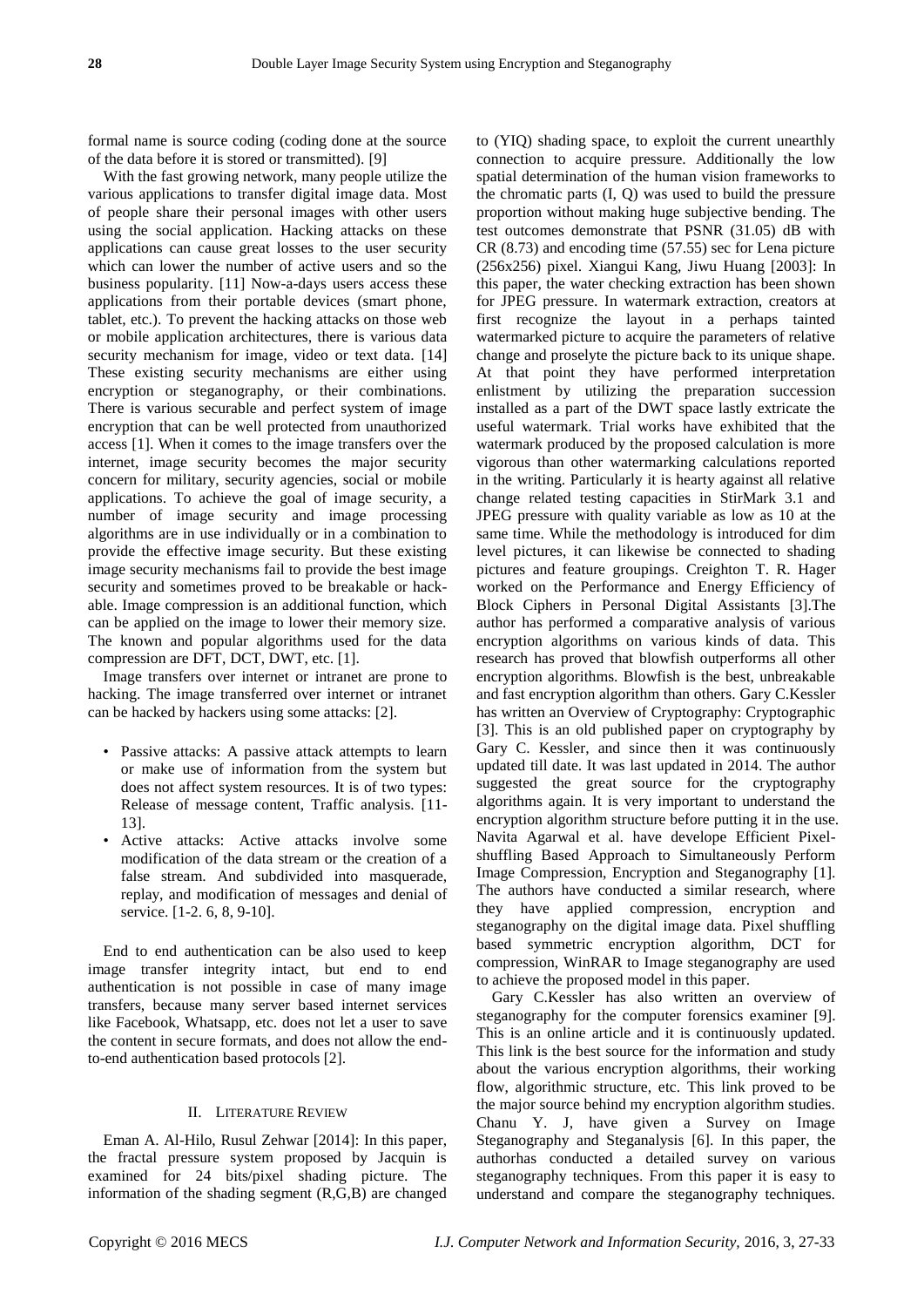formal name is source coding (coding done at the source of the data before it is stored or transmitted). [9]

With the fast growing network, many people utilize the various applications to transfer digital image data. Most of people share their personal images with other users using the social application. Hacking attacks on these applications can cause great losses to the user security which can lower the number of active users and so the business popularity. [11] Now-a-days users access these applications from their portable devices (smart phone, tablet, etc.). To prevent the hacking attacks on those web or mobile application architectures, there is various data security mechanism for image, video or text data. [14] These existing security mechanisms are either using encryption or steganography, or their combinations. There is various securable and perfect system of image encryption that can be well protected from unauthorized access [1]. When it comes to the image transfers over the internet, image security becomes the major security concern for military, security agencies, social or mobile applications. To achieve the goal of image security, a number of image security and image processing algorithms are in use individually or in a combination to provide the effective image security. But these existing image security mechanisms fail to provide the best image security and sometimes proved to be breakable or hack-able. Image compression is an additional function, which can be applied on the image to lower their memory size. The known and popular algorithms used for the data compression are DFT, DCT, DWT, etc. [1].

Image transfers over internet or intranet are prone to hacking. The image transferred over internet or intranet can be hacked by hackers using some attacks: [2].

- Passive attacks: A passive attack attempts to learn or make use of information from the system but does not affect system resources. It is of two types: Release of message content, Traffic analysis. [11-13].
- Active attacks: Active attacks involve some modification of the data stream or the creation of a false stream. And subdivided into masquerade, replay, and modification of messages and denial of service. [1-2. 6, 8, 9-10].

End to end authentication can be also used to keep image transfer integrity intact, but end to end authentication is not possible in case of many image transfers, because many server based internet services like Facebook, Whatsapp, etc. does not let a user to save the content in secure formats, and does not allow the end-to-end authentication based protocols [2].

## II. Literature Review

Eman A. Al-Hilo, Rusul Zehwar [2014]: In this paper, the fractal pressure system proposed by Jacquin is examined for 24 bits/pixel shading picture. The information of the shading segment (R,G,B) are changed to (YIQ) shading space, to exploit the current unearthly connection to acquire pressure. Additionally the low spatial determination of the human vision frameworks to the chromatic parts (I, Q) was used to build the pressure proportion without making huge subjective bending. The test outcomes demonstrate that PSNR (31.05) dB with CR (8.73) and encoding time (57.55) sec for Lena picture (256x256) pixel. Xiangui Kang, Jiwu Huang [2003]: In this paper, the water checking extraction has been shown for JPEG pressure. In watermark extraction, creators at first recognize the layout in a perhaps tainted watermarked picture to acquire the parameters of relative change and proselyte the picture back to its unique shape. At that point they have performed interpretation enlistment by utilizing the preparation succession installed as a part of the DWT space lastly extricate the useful watermark. Trial works have exhibited that the watermark produced by the proposed calculation is more vigorous than other watermarking calculations reported in the writing. Particularly it is hearty against all relative change related testing capacities in StirMark 3.1 and JPEG pressure with quality variable as low as 10 at the same time. While the methodology is introduced for dim level pictures, it can likewise be connected to shading pictures and feature groupings. Creighton T. R. Hager worked on the Performance and Energy Efficiency of Block Ciphers in Personal Digital Assistants [3].The author has performed a comparative analysis of various encryption algorithms on various kinds of data. This research has proved that blowfish outperforms all other encryption algorithms. Blowfish is the best, unbreakable and fast encryption algorithm than others. Gary C.Kessler has written an Overview of Cryptography: Cryptographic [3]. This is an old published paper on cryptography by Gary C. Kessler, and since then it was continuously updated till date. It was last updated in 2014. The author suggested the great source for the cryptography algorithms again. It is very important to understand the encryption algorithm structure before putting it in the use. Navita Agarwal et al. have develope Efficient Pixel-shuffling Based Approach to Simultaneously Perform Image Compression, Encryption and Steganography [1]. The authors have conducted a similar research, where they have applied compression, encryption and steganography on the digital image data. Pixel shuffling based symmetric encryption algorithm, DCT for compression, WinRAR to Image steganography are used to achieve the proposed model in this paper.

Gary C.Kessler has also written an overview of steganography for the computer forensics examiner [9]. This is an online article and it is continuously updated. This link is the best source for the information and study about the various encryption algorithms, their working flow, algorithmic structure, etc. This link proved to be the major source behind my encryption algorithm studies. Chanu Y. J, have given a Survey on Image Steganography and Steganalysis [6]. In this paper, the authorhas conducted a detailed survey on various steganography techniques. From this paper it is easy to understand and compare the steganography techniques.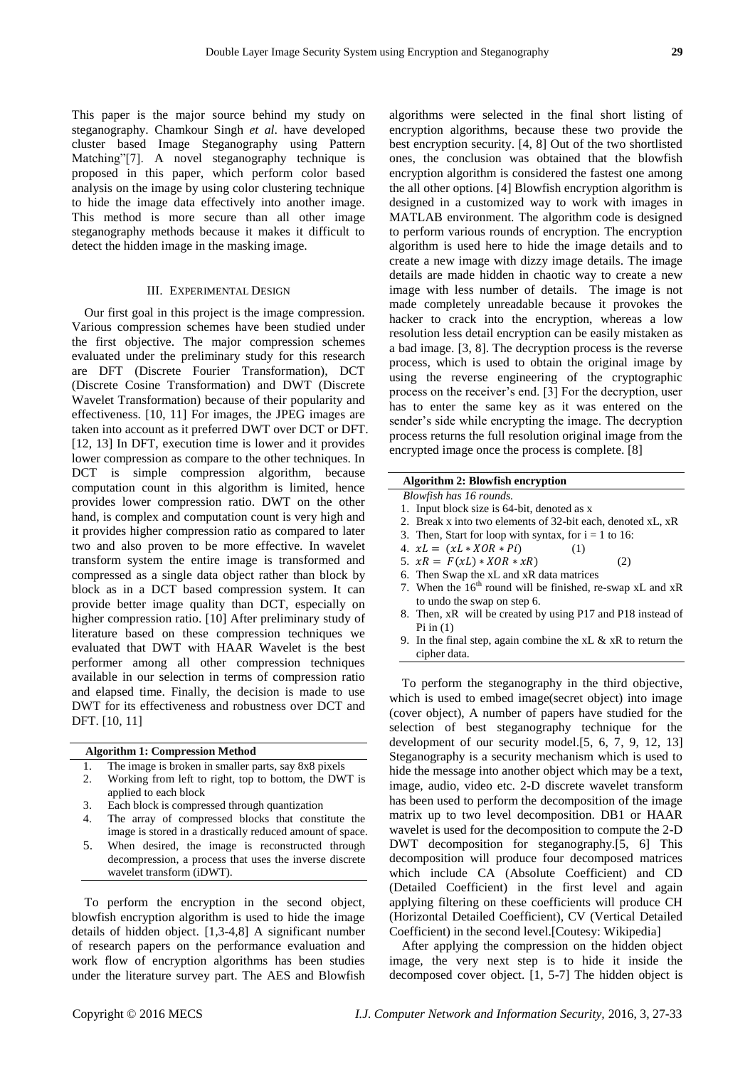This paper is the major source behind my study on steganography. Chamkour Singh *et al*. have developed cluster based Image Steganography using Pattern Matching"[7]. A novel steganography technique is proposed in this paper, which perform color based analysis on the image by using color clustering technique to hide the image data effectively into another image. This method is more secure than all other image steganography methods because it makes it difficult to detect the hidden image in the masking image.

## III. Experimental Design

Our first goal in this project is the image compression. Various compression schemes have been studied under the first objective. The major compression schemes evaluated under the preliminary study for this research are DFT (Discrete Fourier Transformation), DCT (Discrete Cosine Transformation) and DWT (Discrete Wavelet Transformation) because of their popularity and effectiveness. [10, 11] For images, the JPEG images are taken into account as it preferred DWT over DCT or DFT. [12, 13] In DFT, execution time is lower and it provides lower compression as compare to the other techniques. In DCT is simple compression algorithm, because computation count in this algorithm is limited, hence provides lower compression ratio. DWT on the other hand, is complex and computation count is very high and it provides higher compression ratio as compared to later two and also proven to be more effective. In wavelet transform system the entire image is transformed and compressed as a single data object rather than block by block as in a DCT based compression system. It can provide better image quality than DCT, especially on higher compression ratio. [10] After preliminary study of literature based on these compression techniques we evaluated that DWT with HAAR Wavelet is the best performer among all other compression techniques available in our selection in terms of compression ratio and elapsed time. Finally, the decision is made to use DWT for its effectiveness and robustness over DCT and DFT. [10, 11]

**Algorithm 1: Compression Method**

1. The image is broken in smaller parts, say 8x8 pixels
2. Working from left to right, top to bottom, the DWT is applied to each block
3. Each block is compressed through quantization
4. The array of compressed blocks that constitute the image is stored in a drastically reduced amount of space.
5. When desired, the image is reconstructed through decompression, a process that uses the inverse discrete wavelet transform (iDWT).

To perform the encryption in the second object, blowfish encryption algorithm is used to hide the image details of hidden object. [1,3-4,8] A significant number of research papers on the performance evaluation and work flow of encryption algorithms has been studies under the literature survey part. The AES and Blowfish algorithms were selected in the final short listing of encryption algorithms, because these two provide the best encryption security. [4, 8] Out of the two shortlisted ones, the conclusion was obtained that the blowfish encryption algorithm is considered the fastest one among the all other options. [4] Blowfish encryption algorithm is designed in a customized way to work with images in MATLAB environment. The algorithm code is designed to perform various rounds of encryption. The encryption algorithm is used here to hide the image details and to create a new image with dizzy image details. The image details are made hidden in chaotic way to create a new image with less number of details. The image is not made completely unreadable because it provokes the hacker to crack into the encryption, whereas a low resolution less detail encryption can be easily mistaken as a bad image. [3, 8]. The decryption process is the reverse process, which is used to obtain the original image by using the reverse engineering of the cryptographic process on the receiver's end. [3] For the decryption, user has to enter the same key as it was entered on the sender's side while encrypting the image. The decryption process returns the full resolution original image from the encrypted image once the process is complete. [8]

**Algorithm 2: Blowfish encryption**

*Blowfish has 16 rounds.*

1. Input block size is 64-bit, denoted as x
2. Break x into two elements of 32-bit each, denoted xL, xR
3. Then, Start for loop with syntax, for i = 1 to 16:
4. $xL = (xL * XOR * Pi)$ (1)
5. $xR = F(xL) * XOR * xR)$ (2)
6. Then Swap the xL and xR data matrices
7. When the 16[th] round will be finished, re-swap xL and xR to undo the swap on step 6.
8. Then, xR will be created by using P17 and P18 instead of Pi in (1)
9. In the final step, again combine the xL & xR to return the cipher data.

To perform the steganography in the third objective, which is used to embed image(secret object) into image (cover object), A number of papers have studied for the selection of best steganography technique for the development of our security model.[5, 6, 7, 9, 12, 13] Steganography is a security mechanism which is used to hide the message into another object which may be a text, image, audio, video etc. 2-D discrete wavelet transform has been used to perform the decomposition of the image matrix up to two level decomposition. DB1 or HAAR wavelet is used for the decomposition to compute the 2-D DWT decomposition for steganography.[5, 6] This decomposition will produce four decomposed matrices which include CA (Absolute Coefficient) and CD (Detailed Coefficient) in the first level and again applying filtering on these coefficients will produce CH (Horizontal Detailed Coefficient), CV (Vertical Detailed Coefficient) in the second level.[Coutesy: Wikipedia]

After applying the compression on the hidden object image, the very next step is to hide it inside the decomposed cover object. [1, 5-7] The hidden object is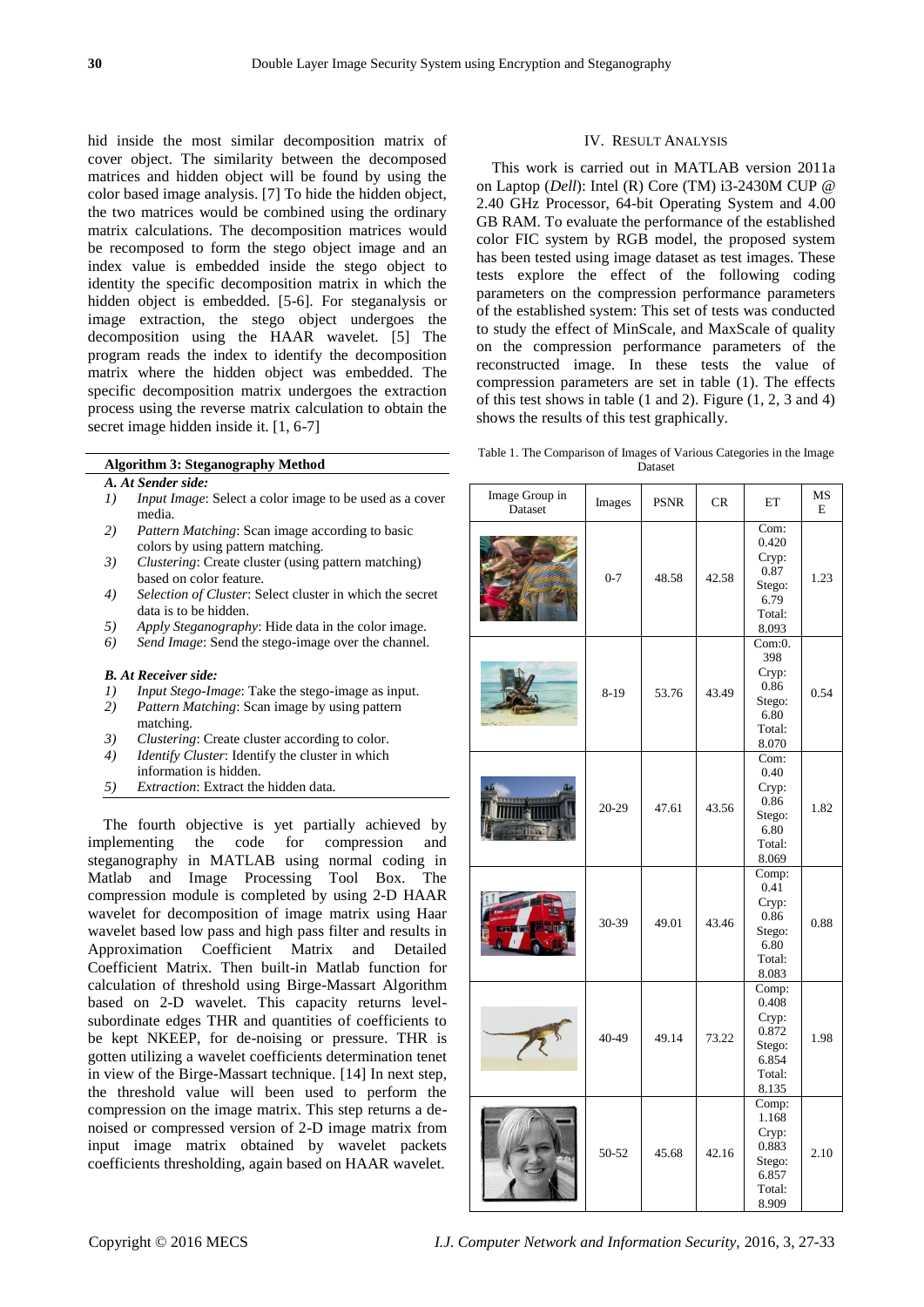hid inside the most similar decomposition matrix of cover object. The similarity between the decomposed matrices and hidden object will be found by using the color based image analysis. [7] To hide the hidden object, the two matrices would be combined using the ordinary matrix calculations. The decomposition matrices would be recomposed to form the stego object image and an index value is embedded inside the stego object to identity the specific decomposition matrix in which the hidden object is embedded. [5-6]. For steganalysis or image extraction, the stego object undergoes the decomposition using the HAAR wavelet. [5] The program reads the index to identify the decomposition matrix where the hidden object was embedded. The specific decomposition matrix undergoes the extraction process using the reverse matrix calculation to obtain the secret image hidden inside it. [1, 6-7]

**Algorithm 3: Steganography Method**

***A. At Sender side:***

1) *Input Image*: Select a color image to be used as a cover media.
2) *Pattern Matching*: Scan image according to basic colors by using pattern matching.
3) *Clustering*: Create cluster (using pattern matching) based on color feature.
4) *Selection of Cluster*: Select cluster in which the secret data is to be hidden.
5) *Apply Steganography*: Hide data in the color image.
6) *Send Image*: Send the stego-image over the channel.

***B. At Receiver side:***

1) *Input Stego-Image*: Take the stego-image as input.
2) *Pattern Matching*: Scan image by using pattern matching.
3) *Clustering*: Create cluster according to color.
4) *Identify Cluster*: Identify the cluster in which information is hidden.
5) *Extraction*: Extract the hidden data.

The fourth objective is yet partially achieved by implementing the code for compression and steganography in MATLAB using normal coding in Matlab and Image Processing Tool Box. The compression module is completed by using 2-D HAAR wavelet for decomposition of image matrix using Haar wavelet based low pass and high pass filter and results in Approximation Coefficient Matrix and Detailed Coefficient Matrix. Then built-in Matlab function for calculation of threshold using Birge-Massart Algorithm based on 2-D wavelet. This capacity returns level-subordinate edges THR and quantities of coefficients to be kept NKEEP, for de-noising or pressure. THR is gotten utilizing a wavelet coefficients determination tenet in view of the Birge-Massart technique. [14] In next step, the threshold value will been used to perform the compression on the image matrix. This step returns a de-noised or compressed version of 2-D image matrix from input image matrix obtained by wavelet packets coefficients thresholding, again based on HAAR wavelet.

## IV. Result Analysis

This work is carried out in MATLAB version 2011a on Laptop (*Dell*): Intel (R) Core (TM) i3-2430M CUP @ 2.40 GHz Processor, 64-bit Operating System and 4.00 GB RAM. To evaluate the performance of the established color FIC system by RGB model, the proposed system has been tested using image dataset as test images. These tests explore the effect of the following coding parameters on the compression performance parameters of the established system: This set of tests was conducted to study the effect of MinScale, and MaxScale of quality on the compression performance parameters of the reconstructed image. In these tests the value of compression parameters are set in table (1). The effects of this test shows in table (1 and 2). Figure (1, 2, 3 and 4) shows the results of this test graphically.

Table 1. The Comparison of Images of Various Categories in the Image Dataset

| Image Group in Dataset | Images | PSNR | CR | ET | MSE |
|---|---|---|---|---|---|
| | 0-7 | 48.58 | 42.58 | Com: 0.420 Cryp: 0.87 Stego: 6.79 Total: 8.093 | 1.23 |
| | 8-19 | 53.76 | 43.49 | Com:0.398 Cryp: 0.86 Stego: 6.80 Total: 8.070 | 0.54 |
| | 20-29 | 47.61 | 43.56 | Com: 0.40 Cryp: 0.86 Stego: 6.80 Total: 8.069 | 1.82 |
| | 30-39 | 49.01 | 43.46 | Comp: 0.41 Cryp: 0.86 Stego: 6.80 Total: 8.083 | 0.88 |
| | 40-49 | 49.14 | 73.22 | Comp: 0.408 Cryp: 0.872 Stego: 6.854 Total: 8.135 | 1.98 |
| | 50-52 | 45.68 | 42.16 | Comp: 1.168 Cryp: 0.883 Stego: 6.857 Total: 8.909 | 2.10 |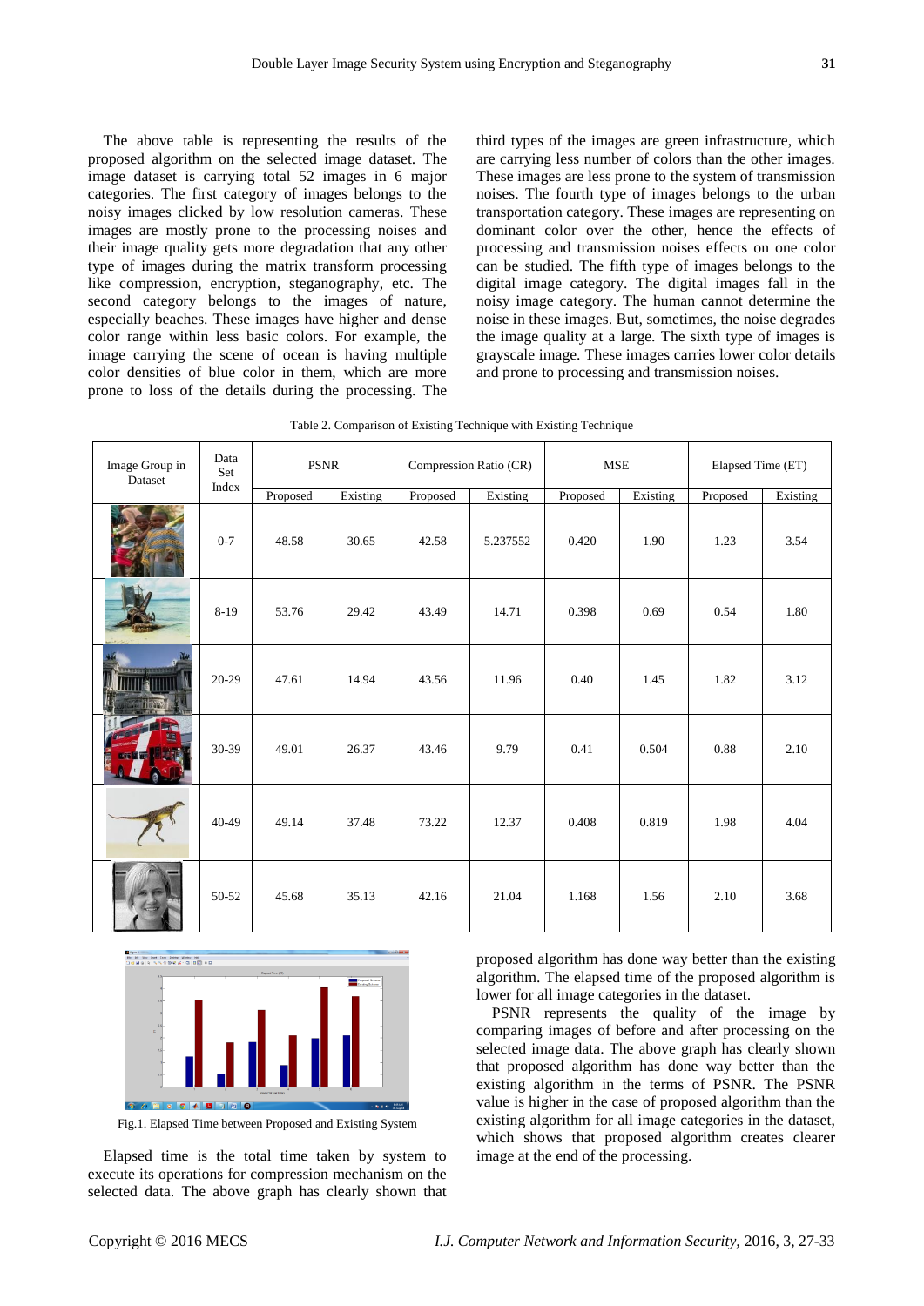The above table is representing the results of the proposed algorithm on the selected image dataset. The image dataset is carrying total 52 images in 6 major categories. The first category of images belongs to the noisy images clicked by low resolution cameras. These images are mostly prone to the processing noises and their image quality gets more degradation that any other type of images during the matrix transform processing like compression, encryption, steganography, etc. The second category belongs to the images of nature, especially beaches. These images have higher and dense color range within less basic colors. For example, the image carrying the scene of ocean is having multiple color densities of blue color in them, which are more prone to loss of the details during the processing. The third types of the images are green infrastructure, which are carrying less number of colors than the other images. These images are less prone to the system of transmission noises. The fourth type of images belongs to the urban transportation category. These images are representing on dominant color over the other, hence the effects of processing and transmission noises effects on one color can be studied. The fifth type of images belongs to the digital image category. The digital images fall in the noisy image category. The human cannot determine the noise in these images. But, sometimes, the noise degrades the image quality at a large. The sixth type of images is grayscale image. These images carries lower color details and prone to processing and transmission noises.

Table 2. Comparison of Existing Technique with Existing Technique

| Image Group in Dataset | Data Set Index | PSNR | | Compression Ratio (CR) | | MSE | | Elapsed Time (ET) | |
|---|---|---|---|---|---|---|---|---|---|
| | | Proposed | Existing | Proposed | Existing | Proposed | Existing | Proposed | Existing |
| | 0-7 | 48.58 | 30.65 | 42.58 | 5.237552 | 0.420 | 1.90 | 1.23 | 3.54 |
| | 8-19 | 53.76 | 29.42 | 43.49 | 14.71 | 0.398 | 0.69 | 0.54 | 1.80 |
| | 20-29 | 47.61 | 14.94 | 43.56 | 11.96 | 0.40 | 1.45 | 1.82 | 3.12 |
| | 30-39 | 49.01 | 26.37 | 43.46 | 9.79 | 0.41 | 0.504 | 0.88 | 2.10 |
| | 40-49 | 49.14 | 37.48 | 73.22 | 12.37 | 0.408 | 0.819 | 1.98 | 4.04 |
| | 50-52 | 45.68 | 35.13 | 42.16 | 21.04 | 1.168 | 1.56 | 2.10 | 3.68 |

Fig.1. Elapsed Time between Proposed and Existing System

Elapsed time is the total time taken by system to execute its operations for compression mechanism on the selected data. The above graph has clearly shown that proposed algorithm has done way better than the existing algorithm. The elapsed time of the proposed algorithm is lower for all image categories in the dataset.

PSNR represents the quality of the image by comparing images of before and after processing on the selected image data. The above graph has clearly shown that proposed algorithm has done way better than the existing algorithm in the terms of PSNR. The PSNR value is higher in the case of proposed algorithm than the existing algorithm for all image categories in the dataset, which shows that proposed algorithm creates clearer image at the end of the processing.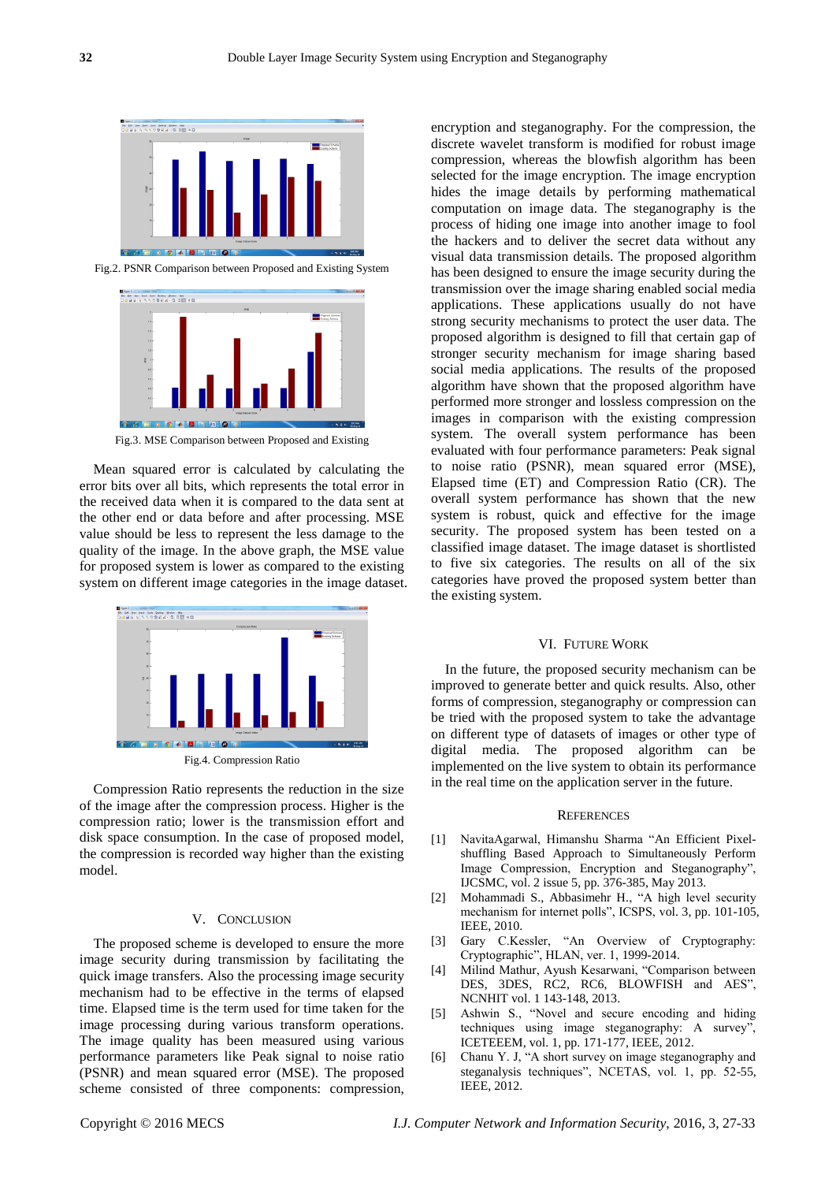Fig.2. PSNR Comparison between Proposed and Existing System

Fig.3. MSE Comparison between Proposed and Existing

Mean squared error is calculated by calculating the error bits over all bits, which represents the total error in the received data when it is compared to the data sent at the other end or data before and after processing. MSE value should be less to represent the less damage to the quality of the image. In the above graph, the MSE value for proposed system is lower as compared to the existing system on different image categories in the image dataset.

Fig.4. Compression Ratio

Compression Ratio represents the reduction in the size of the image after the compression process. Higher is the compression ratio; lower is the transmission effort and disk space consumption. In the case of proposed model, the compression is recorded way higher than the existing model.

## V. Conclusion

The proposed scheme is developed to ensure the more image security during transmission by facilitating the quick image transfers. Also the processing image security mechanism had to be effective in the terms of elapsed time. Elapsed time is the term used for time taken for the image processing during various transform operations. The image quality has been measured using various performance parameters like Peak signal to noise ratio (PSNR) and mean squared error (MSE). The proposed scheme consisted of three components: compression, encryption and steganography. For the compression, the discrete wavelet transform is modified for robust image compression, whereas the blowfish algorithm has been selected for the image encryption. The image encryption hides the image details by performing mathematical computation on image data. The steganography is the process of hiding one image into another image to fool the hackers and to deliver the secret data without any visual data transmission details. The proposed algorithm has been designed to ensure the image security during the transmission over the image sharing enabled social media applications. These applications usually do not have strong security mechanisms to protect the user data. The proposed algorithm is designed to fill that certain gap of stronger security mechanism for image sharing based social media applications. The results of the proposed algorithm have shown that the proposed algorithm have performed more stronger and lossless compression on the images in comparison with the existing compression system. The overall system performance has been evaluated with four performance parameters: Peak signal to noise ratio (PSNR), mean squared error (MSE), Elapsed time (ET) and Compression Ratio (CR). The overall system performance has shown that the new system is robust, quick and effective for the image security. The proposed system has been tested on a classified image dataset. The image dataset is shortlisted to five six categories. The results on all of the six categories have proved the proposed system better than the existing system.

## VI. Future Work

In the future, the proposed security mechanism can be improved to generate better and quick results. Also, other forms of compression, steganography or compression can be tried with the proposed system to take the advantage on different type of datasets of images or other type of digital media. The proposed algorithm can be implemented on the live system to obtain its performance in the real time on the application server in the future.

## References

[1] NavitaAgarwal, Himanshu Sharma "An Efficient Pixel-shuffling Based Approach to Simultaneously Perform Image Compression, Encryption and Steganography", IJCSMC, vol. 2 issue 5, pp. 376-385, May 2013.

[2] Mohammadi S., Abbasimehr H., "A high level security mechanism for internet polls", ICSPS, vol. 3, pp. 101-105, IEEE, 2010.

[3] Gary C.Kessler, "An Overview of Cryptography: Cryptographic", HLAN, ver. 1, 1999-2014.

[4] Milind Mathur, Ayush Kesarwani, "Comparison between DES, 3DES, RC2, RC6, BLOWFISH and AES", NCNHIT vol. 1 143-148, 2013.

[5] Ashwin S., "Novel and secure encoding and hiding techniques using image steganography: A survey", ICETEEEM, vol. 1, pp. 171-177, IEEE, 2012.

[6] Chanu Y. J, "A short survey on image steganography and steganalysis techniques", NCETAS, vol. 1, pp. 52-55, IEEE, 2012.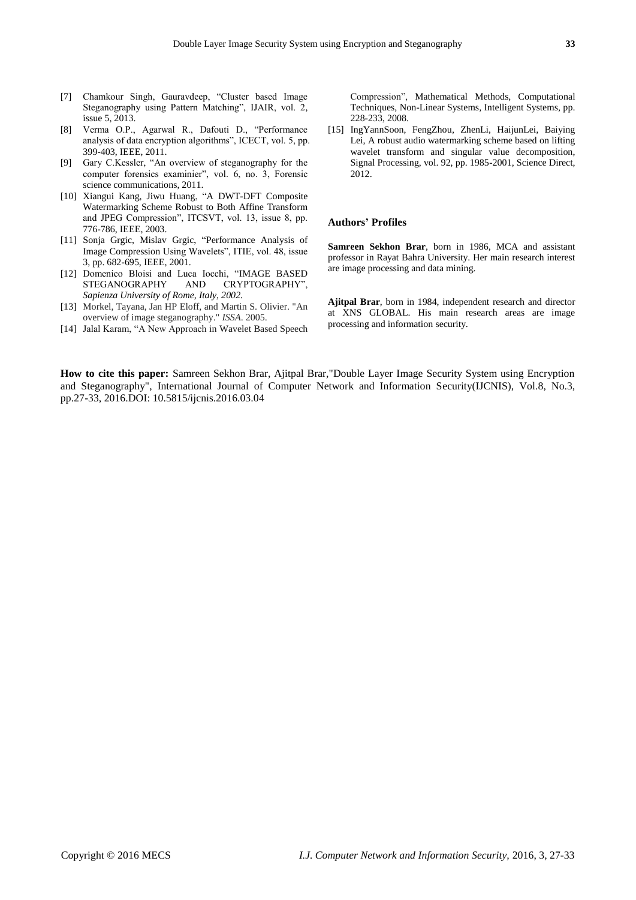[7] Chamkour Singh, Gauravdeep, "Cluster based Image Steganography using Pattern Matching", IJAIR, vol. 2, issue 5, 2013.

[8] Verma O.P., Agarwal R., Dafouti D., "Performance analysis of data encryption algorithms", ICECT, vol. 5, pp. 399-403, IEEE, 2011.

[9] Gary C.Kessler, "An overview of steganography for the computer forensics examinier", vol. 6, no. 3, Forensic science communications, 2011.

[10] Xiangui Kang, Jiwu Huang, "A DWT-DFT Composite Watermarking Scheme Robust to Both Affine Transform and JPEG Compression", ITCSVT, vol. 13, issue 8, pp. 776-786, IEEE, 2003.

[11] Sonja Grgic, Mislav Grgic, "Performance Analysis of Image Compression Using Wavelets", ITIE, vol. 48, issue 3, pp. 682-695, IEEE, 2001.

[12] Domenico Bloisi and Luca Iocchi, "IMAGE BASED STEGANOGRAPHY AND CRYPTOGRAPHY", *Sapienza University of Rome, Italy, 2002.*

[13] Morkel, Tayana, Jan HP Eloff, and Martin S. Olivier. "An overview of image steganography." *ISSA*. 2005.

[14] Jalal Karam, "A New Approach in Wavelet Based Speech Compression", Mathematical Methods, Computational Techniques, Non-Linear Systems, Intelligent Systems, pp. 228-233, 2008.

[15] IngYannSoon, FengZhou, ZhenLi, HaijunLei, Baiying Lei, A robust audio watermarking scheme based on lifting wavelet transform and singular value decomposition, Signal Processing, vol. 92, pp. 1985-2001, Science Direct, 2012.

### Authors' Profiles

**Samreen Sekhon Brar**, born in 1986, MCA and assistant professor in Rayat Bahra University. Her main research interest are image processing and data mining.

**Ajitpal Brar**, born in 1984, independent research and director at XNS GLOBAL. His main research areas are image processing and information security.

**How to cite this paper:** Samreen Sekhon Brar, Ajitpal Brar,"Double Layer Image Security System using Encryption and Steganography", International Journal of Computer Network and Information Security(IJCNIS), Vol.8, No.3, pp.27-33, 2016.DOI: 10.5815/ijcnis.2016.03.04